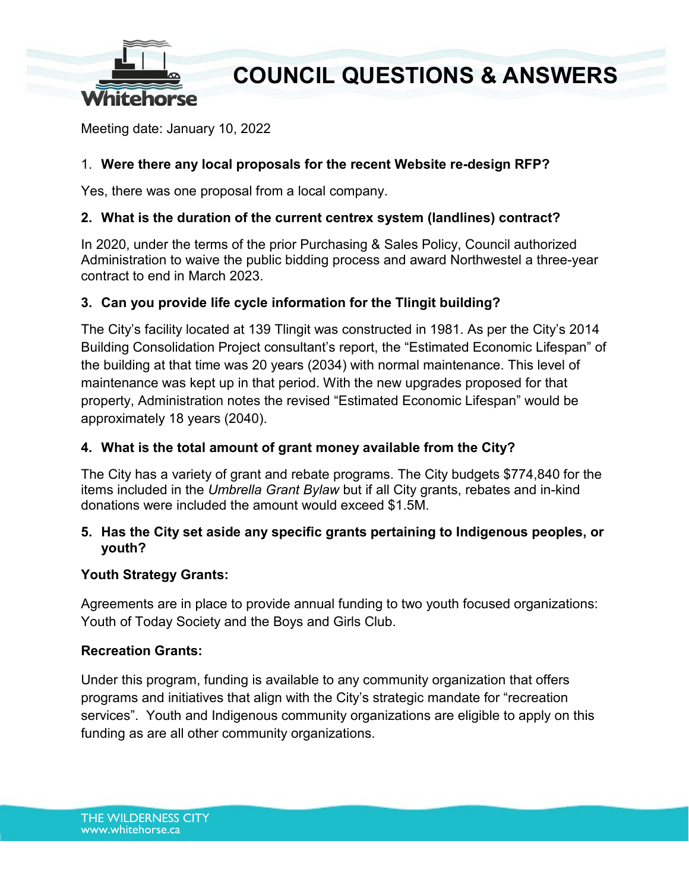# COUNCIL QUESTIONS & ANSWERS

Meeting date: January 10, 2022

1. **Were there any local proposals for the recent Website re-design RFP?**

Yes, there was one proposal from a local company.

2. **What is the duration of the current centrex system (landlines) contract?**

In 2020, under the terms of the prior Purchasing & Sales Policy, Council authorized Administration to waive the public bidding process and award Northwestel a three-year contract to end in March 2023.

3. **Can you provide life cycle information for the Tlingit building?**

The City's facility located at 139 Tlingit was constructed in 1981. As per the City's 2014 Building Consolidation Project consultant's report, the "Estimated Economic Lifespan" of the building at that time was 20 years (2034) with normal maintenance. This level of maintenance was kept up in that period. With the new upgrades proposed for that property, Administration notes the revised "Estimated Economic Lifespan" would be approximately 18 years (2040).

4. **What is the total amount of grant money available from the City?**

The City has a variety of grant and rebate programs. The City budgets $774,840 for the items included in the *Umbrella Grant Bylaw* but if all City grants, rebates and in-kind donations were included the amount would exceed $1.5M.

5. **Has the City set aside any specific grants pertaining to Indigenous peoples, or youth?**

**Youth Strategy Grants:**

Agreements are in place to provide annual funding to two youth focused organizations: Youth of Today Society and the Boys and Girls Club.

**Recreation Grants:**

Under this program, funding is available to any community organization that offers programs and initiatives that align with the City's strategic mandate for "recreation services". Youth and Indigenous community organizations are eligible to apply on this funding as are all other community organizations.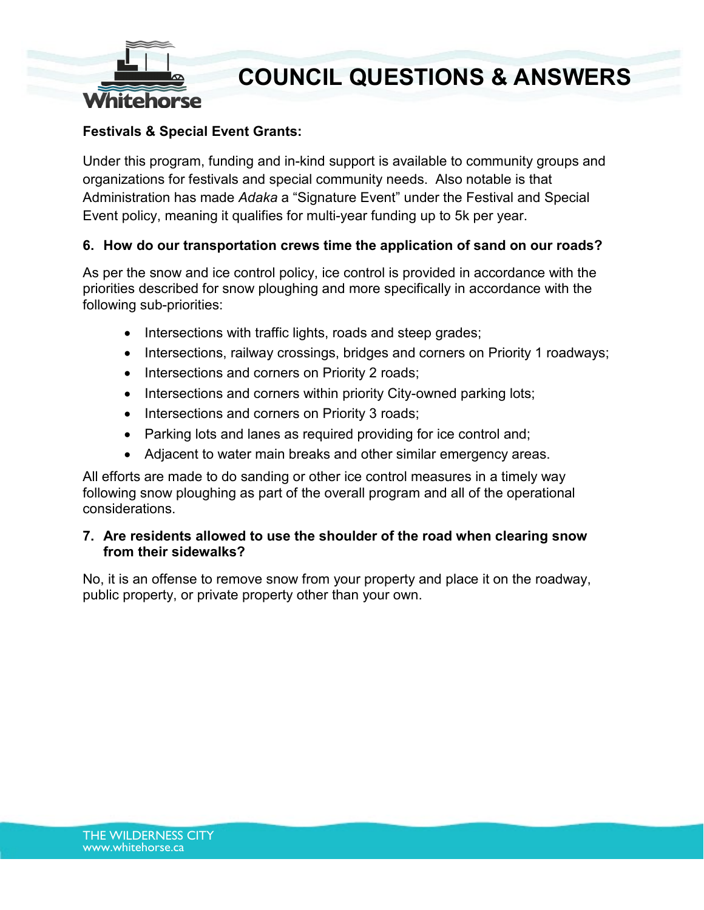**Festivals & Special Event Grants:**

Under this program, funding and in-kind support is available to community groups and organizations for festivals and special community needs. Also notable is that Administration has made *Adaka* a "Signature Event" under the Festival and Special Event policy, meaning it qualifies for multi-year funding up to 5k per year.

**6. How do our transportation crews time the application of sand on our roads?**

As per the snow and ice control policy, ice control is provided in accordance with the priorities described for snow ploughing and more specifically in accordance with the following sub-priorities:

- Intersections with traffic lights, roads and steep grades;
- Intersections, railway crossings, bridges and corners on Priority 1 roadways;
- Intersections and corners on Priority 2 roads;
- Intersections and corners within priority City-owned parking lots;
- Intersections and corners on Priority 3 roads;
- Parking lots and lanes as required providing for ice control and;
- Adjacent to water main breaks and other similar emergency areas.

All efforts are made to do sanding or other ice control measures in a timely way following snow ploughing as part of the overall program and all of the operational considerations.

**7. Are residents allowed to use the shoulder of the road when clearing snow from their sidewalks?**

No, it is an offense to remove snow from your property and place it on the roadway, public property, or private property other than your own.